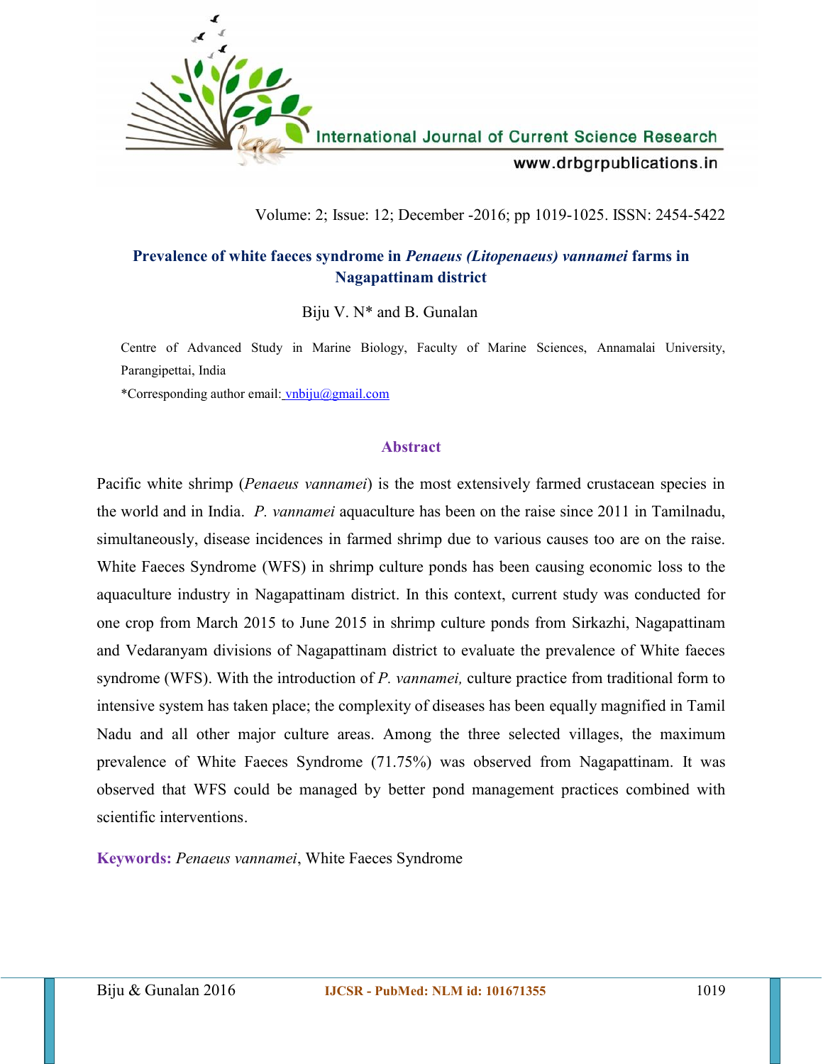# Prevalence of white faeces syndrome in *Penaeus (Litopenaeus) vannamei* farms in Nagapattinam district

Biju V. N* and B. Gunalan

Centre of Advanced Study in Marine Biology, Faculty of Marine Sciences, Annamalai University, Parangipettai, India

*Corresponding author email: vnbiju@gmail.com

## Abstract

Pacific white shrimp (*Penaeus vannamei*) is the most extensively farmed crustacean species in the world and in India. *P. vannamei* aquaculture has been on the raise since 2011 in Tamilnadu, simultaneously, disease incidences in farmed shrimp due to various causes too are on the raise. White Faeces Syndrome (WFS) in shrimp culture ponds has been causing economic loss to the aquaculture industry in Nagapattinam district. In this context, current study was conducted for one crop from March 2015 to June 2015 in shrimp culture ponds from Sirkazhi, Nagapattinam and Vedaranyam divisions of Nagapattinam district to evaluate the prevalence of White faeces syndrome (WFS). With the introduction of *P. vannamei,* culture practice from traditional form to intensive system has taken place; the complexity of diseases has been equally magnified in Tamil Nadu and all other major culture areas. Among the three selected villages, the maximum prevalence of White Faeces Syndrome (71.75%) was observed from Nagapattinam. It was observed that WFS could be managed by better pond management practices combined with scientific interventions.

**Keywords:** *Penaeus vannamei*, White Faeces Syndrome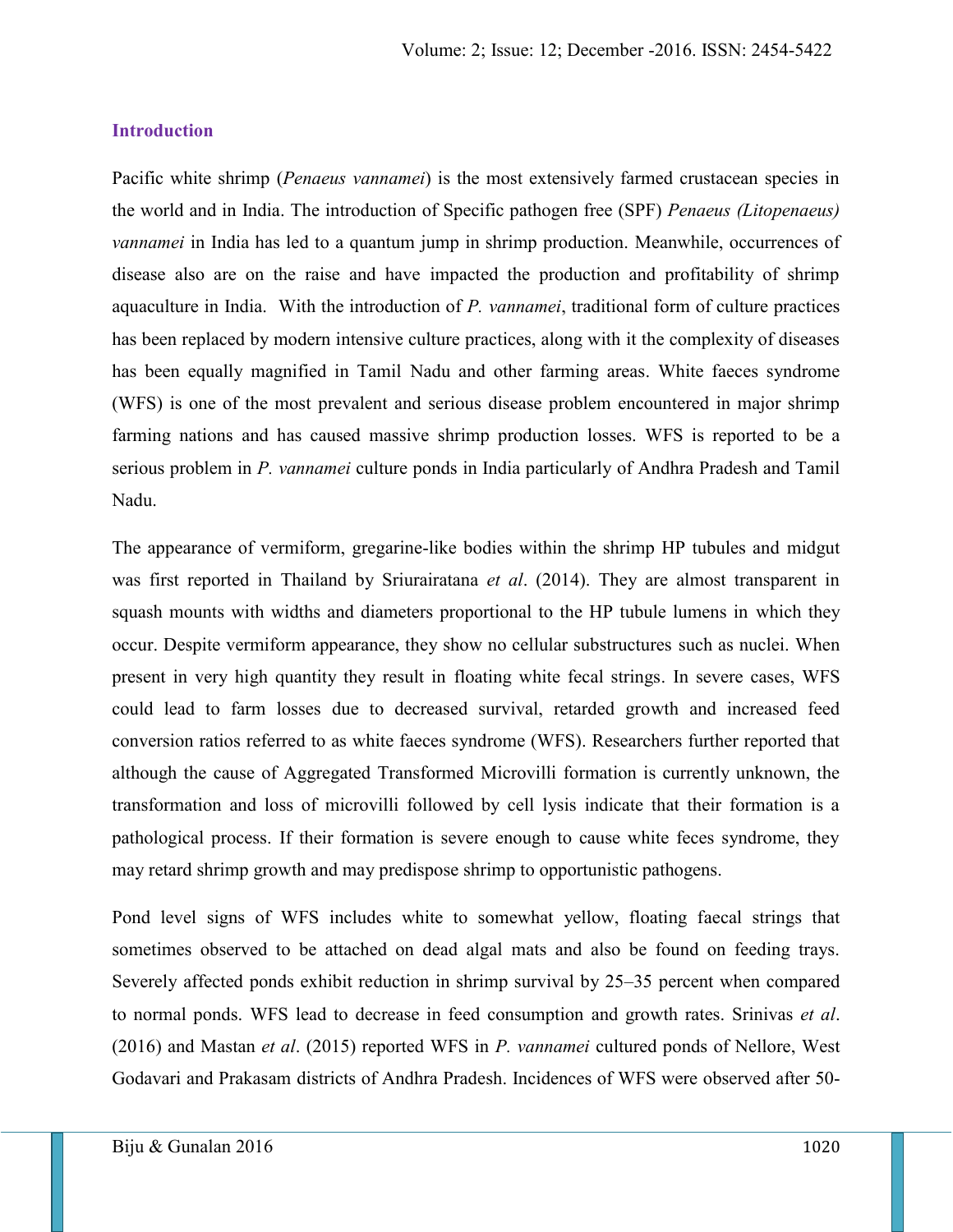## Introduction

Pacific white shrimp (*Penaeus vannamei*) is the most extensively farmed crustacean species in the world and in India. The introduction of Specific pathogen free (SPF) *Penaeus (Litopenaeus) vannamei* in India has led to a quantum jump in shrimp production. Meanwhile, occurrences of disease also are on the raise and have impacted the production and profitability of shrimp aquaculture in India. With the introduction of *P. vannamei*, traditional form of culture practices has been replaced by modern intensive culture practices, along with it the complexity of diseases has been equally magnified in Tamil Nadu and other farming areas. White faeces syndrome (WFS) is one of the most prevalent and serious disease problem encountered in major shrimp farming nations and has caused massive shrimp production losses. WFS is reported to be a serious problem in *P. vannamei* culture ponds in India particularly of Andhra Pradesh and Tamil Nadu.

The appearance of vermiform, gregarine-like bodies within the shrimp HP tubules and midgut was first reported in Thailand by Sriurairatana *et al*. (2014). They are almost transparent in squash mounts with widths and diameters proportional to the HP tubule lumens in which they occur. Despite vermiform appearance, they show no cellular substructures such as nuclei. When present in very high quantity they result in floating white fecal strings. In severe cases, WFS could lead to farm losses due to decreased survival, retarded growth and increased feed conversion ratios referred to as white faeces syndrome (WFS). Researchers further reported that although the cause of Aggregated Transformed Microvilli formation is currently unknown, the transformation and loss of microvilli followed by cell lysis indicate that their formation is a pathological process. If their formation is severe enough to cause white feces syndrome, they may retard shrimp growth and may predispose shrimp to opportunistic pathogens.

Pond level signs of WFS includes white to somewhat yellow, floating faecal strings that sometimes observed to be attached on dead algal mats and also be found on feeding trays. Severely affected ponds exhibit reduction in shrimp survival by 25–35 percent when compared to normal ponds. WFS lead to decrease in feed consumption and growth rates. Srinivas *et al*. (2016) and Mastan *et al*. (2015) reported WFS in *P. vannamei* cultured ponds of Nellore, West Godavari and Prakasam districts of Andhra Pradesh. Incidences of WFS were observed after 50-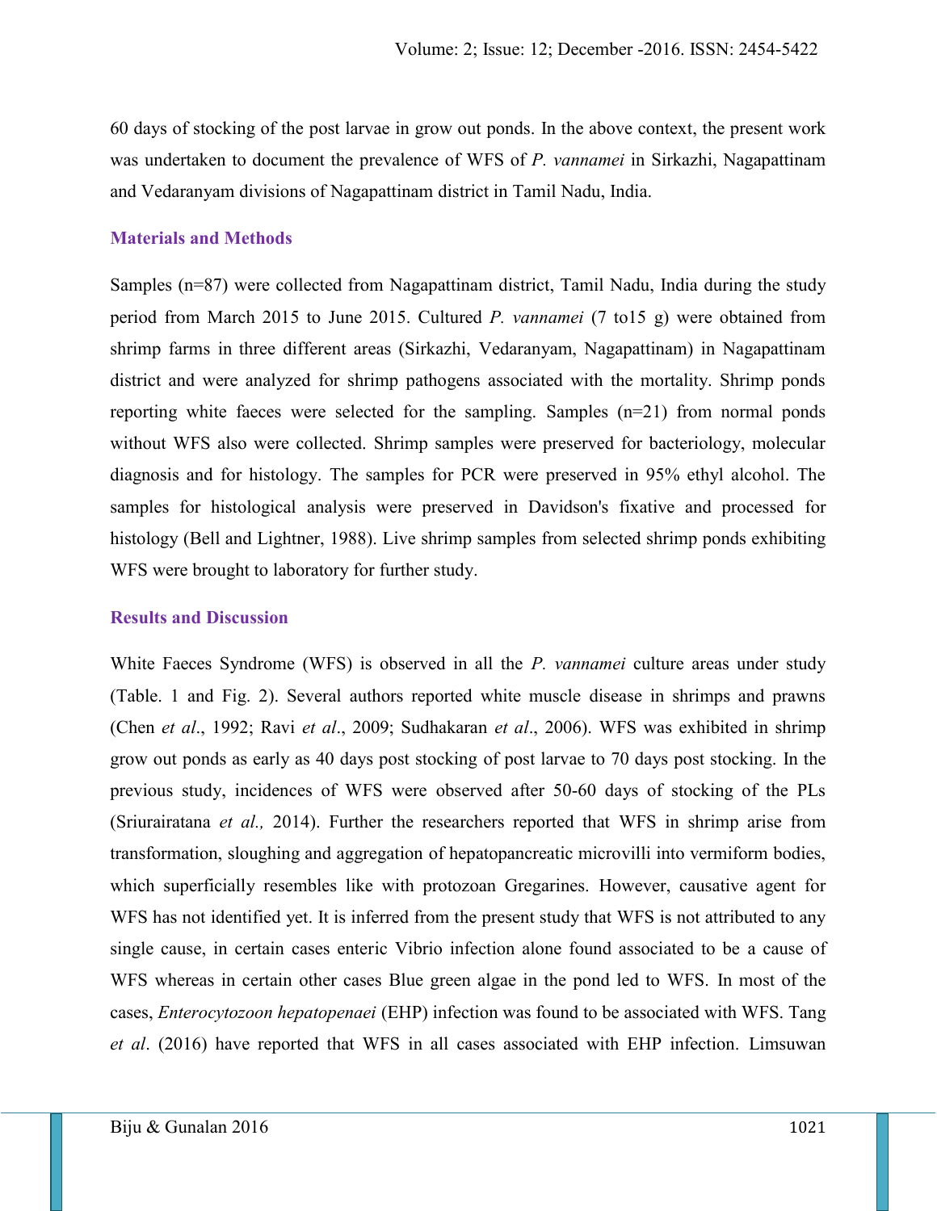60 days of stocking of the post larvae in grow out ponds. In the above context, the present work was undertaken to document the prevalence of WFS of *P. vannamei* in Sirkazhi, Nagapattinam and Vedaranyam divisions of Nagapattinam district in Tamil Nadu, India.

## Materials and Methods

Samples (n=87) were collected from Nagapattinam district, Tamil Nadu, India during the study period from March 2015 to June 2015. Cultured *P. vannamei* (7 to15 g) were obtained from shrimp farms in three different areas (Sirkazhi, Vedaranyam, Nagapattinam) in Nagapattinam district and were analyzed for shrimp pathogens associated with the mortality. Shrimp ponds reporting white faeces were selected for the sampling. Samples (n=21) from normal ponds without WFS also were collected. Shrimp samples were preserved for bacteriology, molecular diagnosis and for histology. The samples for PCR were preserved in 95% ethyl alcohol. The samples for histological analysis were preserved in Davidson's fixative and processed for histology (Bell and Lightner, 1988). Live shrimp samples from selected shrimp ponds exhibiting WFS were brought to laboratory for further study.

## Results and Discussion

White Faeces Syndrome (WFS) is observed in all the *P. vannamei* culture areas under study (Table. 1 and Fig. 2). Several authors reported white muscle disease in shrimps and prawns (Chen *et al*., 1992; Ravi *et al*., 2009; Sudhakaran *et al*., 2006). WFS was exhibited in shrimp grow out ponds as early as 40 days post stocking of post larvae to 70 days post stocking. In the previous study, incidences of WFS were observed after 50-60 days of stocking of the PLs (Sriurairatana *et al.,* 2014). Further the researchers reported that WFS in shrimp arise from transformation, sloughing and aggregation of hepatopancreatic microvilli into vermiform bodies, which superficially resembles like with protozoan Gregarines. However, causative agent for WFS has not identified yet. It is inferred from the present study that WFS is not attributed to any single cause, in certain cases enteric Vibrio infection alone found associated to be a cause of WFS whereas in certain other cases Blue green algae in the pond led to WFS. In most of the cases, *Enterocytozoon hepatopenaei* (EHP) infection was found to be associated with WFS. Tang *et al*. (2016) have reported that WFS in all cases associated with EHP infection. Limsuwan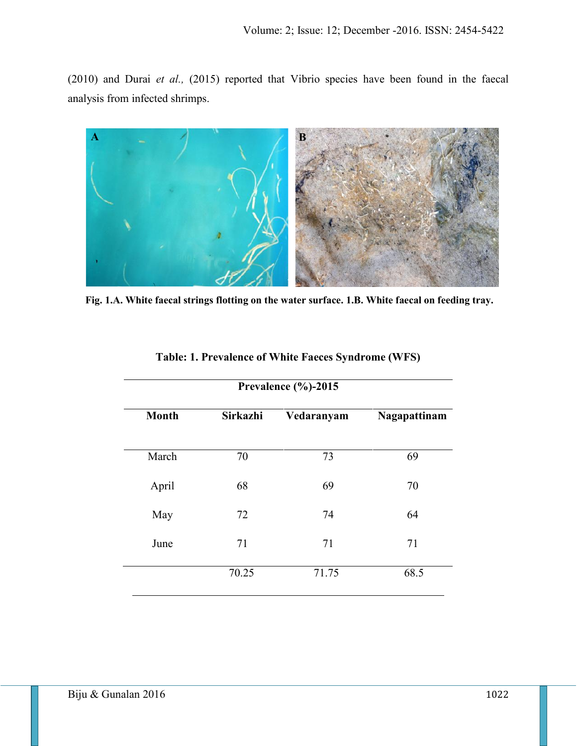(2010) and Durai *et al.,* (2015) reported that Vibrio species have been found in the faecal analysis from infected shrimps.

**Fig. 1.A. White faecal strings flotting on the water surface. 1.B. White faecal on feeding tray.**

**Table: 1. Prevalence of White Faeces Syndrome (WFS)**

| Prevalence (%)-2015 | | | |
|---|---|---|---|
| **Month** | **Sirkazhi** | **Vedaranyam** | **Nagapattinam** |
| March | 70 | 73 | 69 |
| April | 68 | 69 | 70 |
| May | 72 | 74 | 64 |
| June | 71 | 71 | 71 |
| | 70.25 | 71.75 | 68.5 |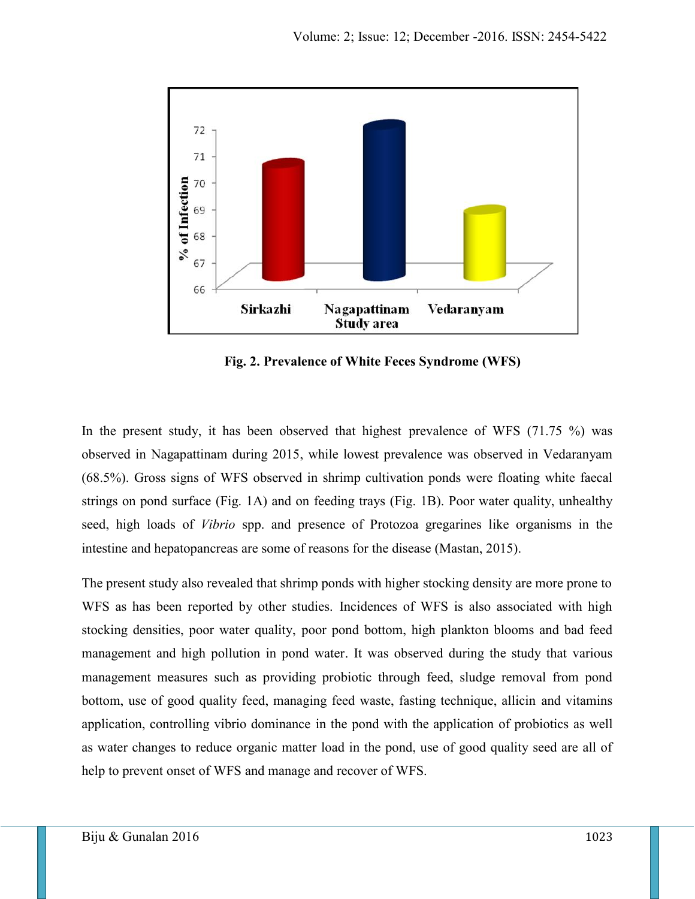**Fig. 2. Prevalence of White Feces Syndrome (WFS)**

In the present study, it has been observed that highest prevalence of WFS (71.75 %) was observed in Nagapattinam during 2015, while lowest prevalence was observed in Vedaranyam (68.5%). Gross signs of WFS observed in shrimp cultivation ponds were floating white faecal strings on pond surface (Fig. 1A) and on feeding trays (Fig. 1B). Poor water quality, unhealthy seed, high loads of *Vibrio* spp. and presence of Protozoa gregarines like organisms in the intestine and hepatopancreas are some of reasons for the disease (Mastan, 2015).

The present study also revealed that shrimp ponds with higher stocking density are more prone to WFS as has been reported by other studies. Incidences of WFS is also associated with high stocking densities, poor water quality, poor pond bottom, high plankton blooms and bad feed management and high pollution in pond water. It was observed during the study that various management measures such as providing probiotic through feed, sludge removal from pond bottom, use of good quality feed, managing feed waste, fasting technique, allicin and vitamins application, controlling vibrio dominance in the pond with the application of probiotics as well as water changes to reduce organic matter load in the pond, use of good quality seed are all of help to prevent onset of WFS and manage and recover of WFS.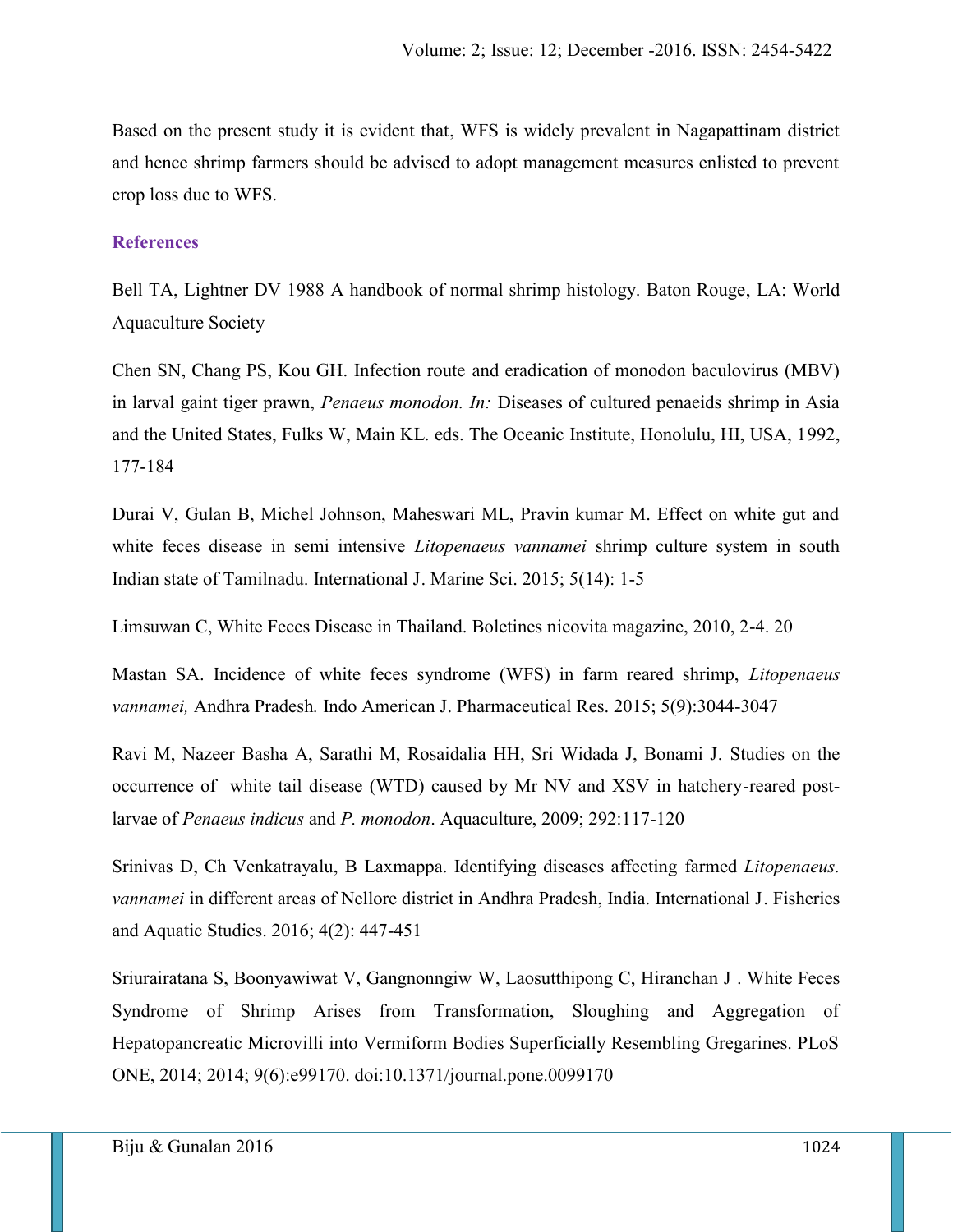Based on the present study it is evident that, WFS is widely prevalent in Nagapattinam district and hence shrimp farmers should be advised to adopt management measures enlisted to prevent crop loss due to WFS.

## References

Bell TA, Lightner DV 1988 A handbook of normal shrimp histology. Baton Rouge, LA: World Aquaculture Society

Chen SN, Chang PS, Kou GH. Infection route and eradication of monodon baculovirus (MBV) in larval gaint tiger prawn, *Penaeus monodon. In:* Diseases of cultured penaeids shrimp in Asia and the United States, Fulks W, Main KL. eds. The Oceanic Institute, Honolulu, HI, USA, 1992, 177-184

Durai V, Gulan B, Michel Johnson, Maheswari ML, Pravin kumar M. Effect on white gut and white feces disease in semi intensive *Litopenaeus vannamei* shrimp culture system in south Indian state of Tamilnadu. International J. Marine Sci. 2015; 5(14): 1-5

Limsuwan C, White Feces Disease in Thailand. Boletines nicovita magazine, 2010, 2-4. 20

Mastan SA. Incidence of white feces syndrome (WFS) in farm reared shrimp, *Litopenaeus vannamei,* Andhra Pradesh*.* Indo American J. Pharmaceutical Res. 2015; 5(9):3044-3047

Ravi M, Nazeer Basha A, Sarathi M, Rosaidalia HH, Sri Widada J, Bonami J. Studies on the occurrence of white tail disease (WTD) caused by Mr NV and XSV in hatchery-reared post-larvae of *Penaeus indicus* and *P. monodon*. Aquaculture, 2009; 292:117-120

Srinivas D, Ch Venkatrayalu, B Laxmappa. Identifying diseases affecting farmed *Litopenaeus. vannamei* in different areas of Nellore district in Andhra Pradesh, India. International J. Fisheries and Aquatic Studies. 2016; 4(2): 447-451

Sriurairatana S, Boonyawiwat V, Gangnonngiw W, Laosutthipong C, Hiranchan J . White Feces Syndrome of Shrimp Arises from Transformation, Sloughing and Aggregation of Hepatopancreatic Microvilli into Vermiform Bodies Superficially Resembling Gregarines. PLoS ONE, 2014; 2014; 9(6):e99170. doi:10.1371/journal.pone.0099170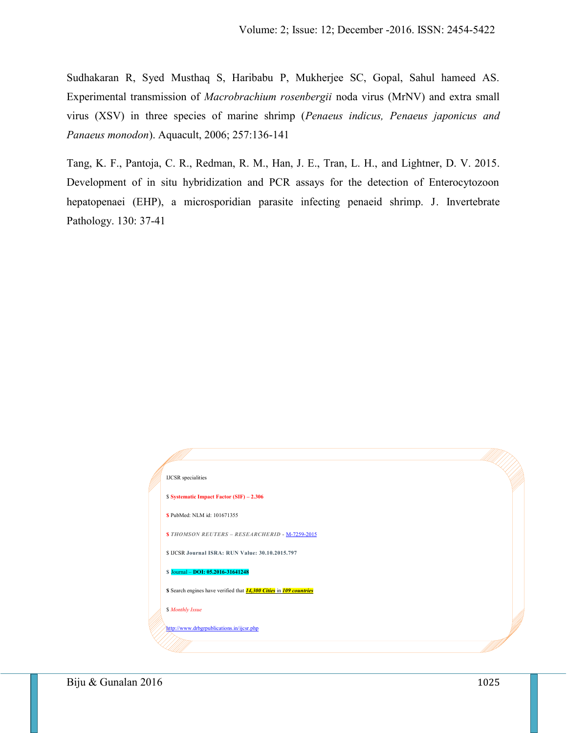Sudhakaran R, Syed Musthaq S, Haribabu P, Mukherjee SC, Gopal, Sahul hameed AS. Experimental transmission of *Macrobrachium rosenbergii* noda virus (MrNV) and extra small virus (XSV) in three species of marine shrimp (*Penaeus indicus, Penaeus japonicus and Panaeus monodon*). Aquacult, 2006; 257:136-141

Tang, K. F., Pantoja, C. R., Redman, R. M., Han, J. E., Tran, L. H., and Lightner, D. V. 2015. Development of in situ hybridization and PCR assays for the detection of Enterocytozoon hepatopenaei (EHP), a microsporidian parasite infecting penaeid shrimp. J. Invertebrate Pathology. 130: 37-41

IJCSR specialities

$ **Systematic Impact Factor (SIF) – 2.306**

$ PubMed: NLM id: 101671355

$ ***THOMSON REUTERS – RESEARCHERID*** - M-7259-2015

$ IJCSR **Journal ISRA: RUN Value: 30.10.2015.797**

$ Journal – **DOI: 05.2016-31641248**

$ Search engines have verified that ***14,300 Cities*** in ***109 countries***

$ *Monthly Issue*

http://www.drbgrpublications.in/ijcsr.php